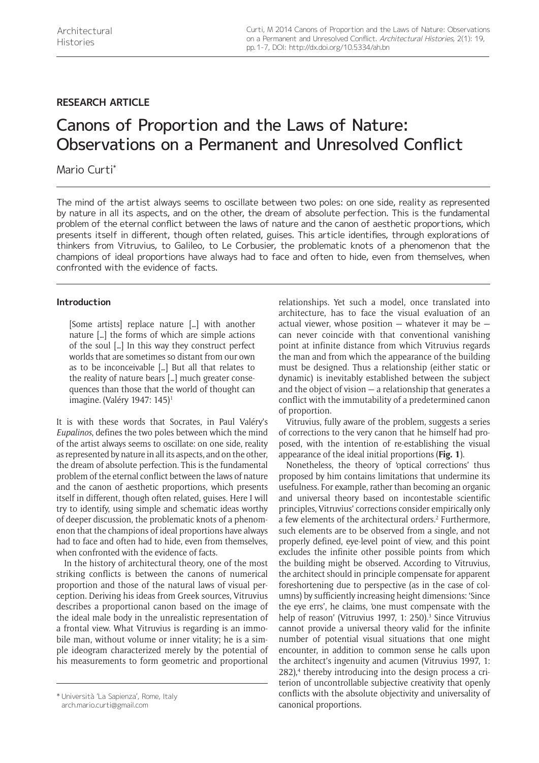**RESEARCH ARTICLE**

# Canons of Proportion and the Laws of Nature: Observations on a Permanent and Unresolved Conflict

Mario Curti*

The mind of the artist always seems to oscillate between two poles: on one side, reality as represented by nature in all its aspects, and on the other, the dream of absolute perfection. This is the fundamental problem of the eternal conflict between the laws of nature and the canon of aesthetic proportions, which presents itself in different, though often related, guises. This article identifies, through explorations of thinkers from Vitruvius, to Galileo, to Le Corbusier, the problematic knots of a phenomenon that the champions of ideal proportions have always had to face and often to hide, even from themselves, when confronted with the evidence of facts.

## Introduction

> [Some artists] replace nature [...] with another nature [...] the forms of which are simple actions of the soul [...] In this way they construct perfect worlds that are sometimes so distant from our own as to be inconceivable [...] But all that relates to the reality of nature bears [...] much greater consequences than those that the world of thought can imagine. (Valéry 1947: 145)[1]

It is with these words that Socrates, in Paul Valéry's *Eupalinos*, defines the two poles between which the mind of the artist always seems to oscillate: on one side, reality as represented by nature in all its aspects, and on the other, the dream of absolute perfection. This is the fundamental problem of the eternal conflict between the laws of nature and the canon of aesthetic proportions, which presents itself in different, though often related, guises. Here I will try to identify, using simple and schematic ideas worthy of deeper discussion, the problematic knots of a phenomenon that the champions of ideal proportions have always had to face and often had to hide, even from themselves, when confronted with the evidence of facts.

In the history of architectural theory, one of the most striking conflicts is between the canons of numerical proportion and those of the natural laws of visual perception. Deriving his ideas from Greek sources, Vitruvius describes a proportional canon based on the image of the ideal male body in the unrealistic representation of a frontal view. What Vitruvius is regarding is an immobile man, without volume or inner vitality; he is a simple ideogram characterized merely by the potential of his measurements to form geometric and proportional relationships. Yet such a model, once translated into architecture, has to face the visual evaluation of an actual viewer, whose position — whatever it may be — can never coincide with that conventional vanishing point at infinite distance from which Vitruvius regards the man and from which the appearance of the building must be designed. Thus a relationship (either static or dynamic) is inevitably established between the subject and the object of vision — a relationship that generates a conflict with the immutability of a predetermined canon of proportion.

Vitruvius, fully aware of the problem, suggests a series of corrections to the very canon that he himself had proposed, with the intention of re-establishing the visual appearance of the ideal initial proportions (**Fig. 1**).

Nonetheless, the theory of 'optical corrections' thus proposed by him contains limitations that undermine its usefulness. For example, rather than becoming an organic and universal theory based on incontestable scientific principles, Vitruvius' corrections consider empirically only a few elements of the architectural orders.[2] Furthermore, such elements are to be observed from a single, and not properly defined, eye-level point of view, and this point excludes the infinite other possible points from which the building might be observed. According to Vitruvius, the architect should in principle compensate for apparent foreshortening due to perspective (as in the case of columns) by sufficiently increasing height dimensions: 'Since the eye errs', he claims, 'one must compensate with the help of reason' (Vitruvius 1997, 1: 250).[3] Since Vitruvius cannot provide a universal theory valid for the infinite number of potential visual situations that one might encounter, in addition to common sense he calls upon the architect's ingenuity and acumen (Vitruvius 1997, 1: 282),[4] thereby introducing into the design process a criterion of uncontrollable subjective creativity that openly conflicts with the absolute objectivity and universality of canonical proportions.

\* Università 'La Sapienza', Rome, Italy
arch.mario.curti@gmail.com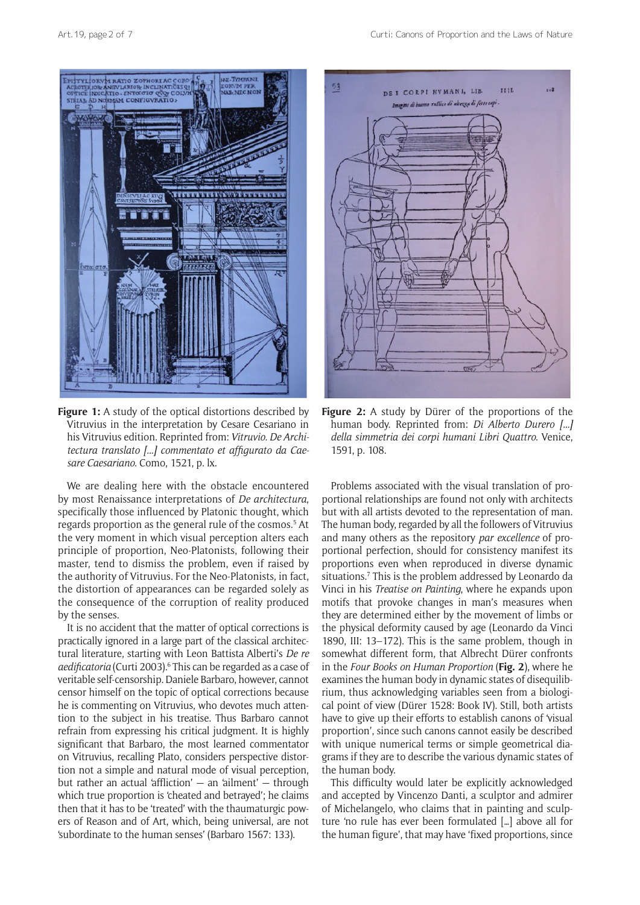**Figure 1:** A study of the optical distortions described by Vitruvius in the interpretation by Cesare Cesariano in his Vitruvius edition. Reprinted from: *Vitruvio. De Architectura translato [...] commentato et affigurato da Caesare Caesariano*. Como, 1521, p. lx.

**Figure 2:** A study by Dürer of the proportions of the human body. Reprinted from: *Di Alberto Durero [...] della simmetria dei corpi humani Libri Quattro*. Venice, 1591, p. 108.

We are dealing here with the obstacle encountered by most Renaissance interpretations of *De architectura*, specifically those influenced by Platonic thought, which regards proportion as the general rule of the cosmos.[5] At the very moment in which visual perception alters each principle of proportion, Neo-Platonists, following their master, tend to dismiss the problem, even if raised by the authority of Vitruvius. For the Neo-Platonists, in fact, the distortion of appearances can be regarded solely as the consequence of the corruption of reality produced by the senses.

It is no accident that the matter of optical corrections is practically ignored in a large part of the classical architectural literature, starting with Leon Battista Alberti's *De re aedificatoria* (Curti 2003).[6] This can be regarded as a case of veritable self-censorship. Daniele Barbaro, however, cannot censor himself on the topic of optical corrections because he is commenting on Vitruvius, who devotes much attention to the subject in his treatise. Thus Barbaro cannot refrain from expressing his critical judgment. It is highly significant that Barbaro, the most learned commentator on Vitruvius, recalling Plato, considers perspective distortion not a simple and natural mode of visual perception, but rather an actual 'affliction' — an 'ailment' — through which true proportion is 'cheated and betrayed'; he claims then that it has to be 'treated' with the thaumaturgic powers of Reason and of Art, which, being universal, are not 'subordinate to the human senses' (Barbaro 1567: 133).

Problems associated with the visual translation of proportional relationships are found not only with architects but with all artists devoted to the representation of man. The human body, regarded by all the followers of Vitruvius and many others as the repository *par excellence* of proportional perfection, should for consistency manifest its proportions even when reproduced in diverse dynamic situations.[7] This is the problem addressed by Leonardo da Vinci in his *Treatise on Painting*, where he expands upon motifs that provoke changes in man's measures when they are determined either by the movement of limbs or the physical deformity caused by age (Leonardo da Vinci 1890, III: 13–172). This is the same problem, though in somewhat different form, that Albrecht Dürer confronts in the *Four Books on Human Proportion* (**Fig. 2**), where he examines the human body in dynamic states of disequilibrium, thus acknowledging variables seen from a biological point of view (Dürer 1528: Book IV). Still, both artists have to give up their efforts to establish canons of 'visual proportion', since such canons cannot easily be described with unique numerical terms or simple geometrical diagrams if they are to describe the various dynamic states of the human body.

This difficulty would later be explicitly acknowledged and accepted by Vincenzo Danti, a sculptor and admirer of Michelangelo, who claims that in painting and sculpture 'no rule has ever been formulated [...] above all for the human figure', that may have 'fixed proportions, since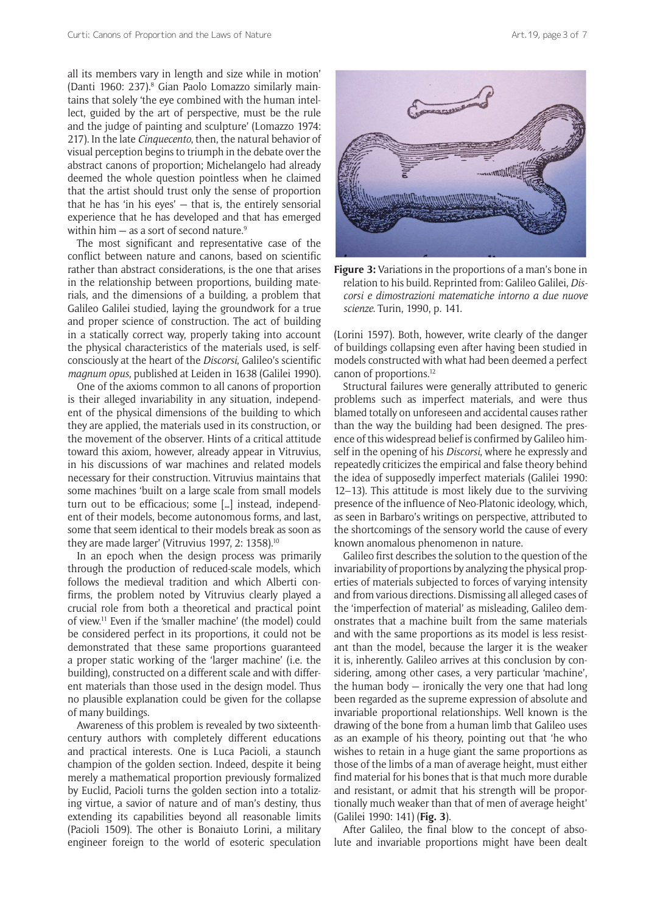all its members vary in length and size while in motion' (Danti 1960: 237).[8] Gian Paolo Lomazzo similarly maintains that solely 'the eye combined with the human intellect, guided by the art of perspective, must be the rule and the judge of painting and sculpture' (Lomazzo 1974: 217). In the late *Cinquecento*, then, the natural behavior of visual perception begins to triumph in the debate over the abstract canons of proportion; Michelangelo had already deemed the whole question pointless when he claimed that the artist should trust only the sense of proportion that he has 'in his eyes' — that is, the entirely sensorial experience that he has developed and that has emerged within him — as a sort of second nature.[9]

The most significant and representative case of the conflict between nature and canons, based on scientific rather than abstract considerations, is the one that arises in the relationship between proportions, building materials, and the dimensions of a building, a problem that Galileo Galilei studied, laying the groundwork for a true and proper science of construction. The act of building in a statically correct way, properly taking into account the physical characteristics of the materials used, is self-consciously at the heart of the *Discorsi*, Galileo's scientific *magnum opus*, published at Leiden in 1638 (Galilei 1990).

One of the axioms common to all canons of proportion is their alleged invariability in any situation, independent of the physical dimensions of the building to which they are applied, the materials used in its construction, or the movement of the observer. Hints of a critical attitude toward this axiom, however, already appear in Vitruvius, in his discussions of war machines and related models necessary for their construction. Vitruvius maintains that some machines 'built on a large scale from small models turn out to be efficacious; some [...] instead, independent of their models, become autonomous forms, and last, some that seem identical to their models break as soon as they are made larger' (Vitruvius 1997, 2: 1358).[10]

In an epoch when the design process was primarily through the production of reduced-scale models, which follows the medieval tradition and which Alberti confirms, the problem noted by Vitruvius clearly played a crucial role from both a theoretical and practical point of view.[11] Even if the 'smaller machine' (the model) could be considered perfect in its proportions, it could not be demonstrated that these same proportions guaranteed a proper static working of the 'larger machine' (i.e. the building), constructed on a different scale and with different materials than those used in the design model. Thus no plausible explanation could be given for the collapse of many buildings.

Awareness of this problem is revealed by two sixteenth-century authors with completely different educations and practical interests. One is Luca Pacioli, a staunch champion of the golden section. Indeed, despite it being merely a mathematical proportion previously formalized by Euclid, Pacioli turns the golden section into a totalizing virtue, a savior of nature and of man's destiny, thus extending its capabilities beyond all reasonable limits (Pacioli 1509). The other is Bonaiuto Lorini, a military engineer foreign to the world of esoteric speculation (Lorini 1597). Both, however, write clearly of the danger of buildings collapsing even after having been studied in models constructed with what had been deemed a perfect canon of proportions.[12]

**Figure 3:** Variations in the proportions of a man's bone in relation to his build. Reprinted from: Galileo Galilei, *Discorsi e dimostrazioni matematiche intorno a due nuove scienze*. Turin, 1990, p. 141.

Structural failures were generally attributed to generic problems such as imperfect materials, and were thus blamed totally on unforeseen and accidental causes rather than the way the building had been designed. The presence of this widespread belief is confirmed by Galileo himself in the opening of his *Discorsi*, where he expressly and repeatedly criticizes the empirical and false theory behind the idea of supposedly imperfect materials (Galilei 1990: 12–13). This attitude is most likely due to the surviving presence of the influence of Neo-Platonic ideology, which, as seen in Barbaro's writings on perspective, attributed to the shortcomings of the sensory world the cause of every known anomalous phenomenon in nature.

Galileo first describes the solution to the question of the invariability of proportions by analyzing the physical properties of materials subjected to forces of varying intensity and from various directions. Dismissing all alleged cases of the 'imperfection of material' as misleading, Galileo demonstrates that a machine built from the same materials and with the same proportions as its model is less resistant than the model, because the larger it is the weaker it is, inherently. Galileo arrives at this conclusion by considering, among other cases, a very particular 'machine', the human body — ironically the very one that had long been regarded as the supreme expression of absolute and invariable proportional relationships. Well known is the drawing of the bone from a human limb that Galileo uses as an example of his theory, pointing out that 'he who wishes to retain in a huge giant the same proportions as those of the limbs of a man of average height, must either find material for his bones that is that much more durable and resistant, or admit that his strength will be proportionally much weaker than that of men of average height' (Galilei 1990: 141) (**Fig. 3**).

After Galileo, the final blow to the concept of absolute and invariable proportions might have been dealt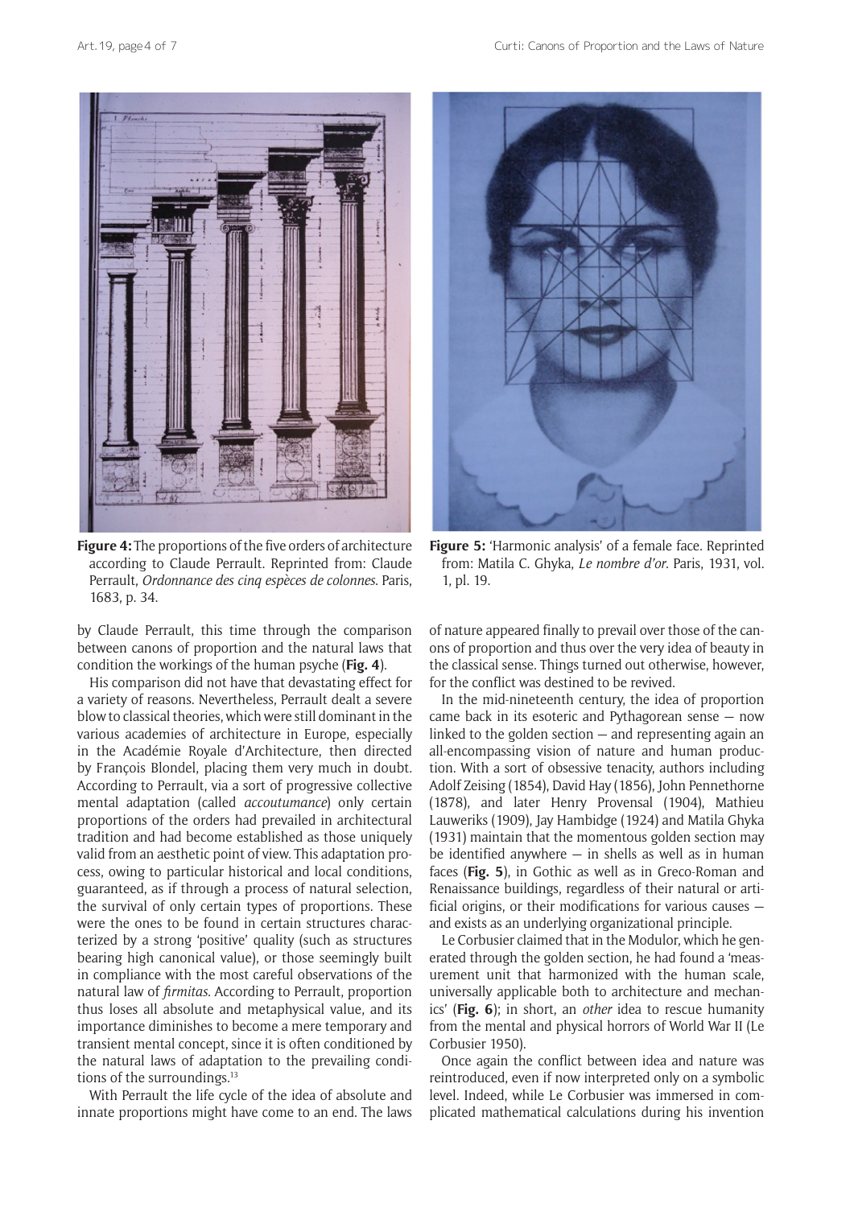**Figure 4:** The proportions of the five orders of architecture according to Claude Perrault. Reprinted from: Claude Perrault, *Ordonnance des cinq espèces de colonnes*. Paris, 1683, p. 34.

**Figure 5:** 'Harmonic analysis' of a female face. Reprinted from: Matila C. Ghyka, *Le nombre d'or*. Paris, 1931, vol. 1, pl. 19.

by Claude Perrault, this time through the comparison between canons of proportion and the natural laws that condition the workings of the human psyche (**Fig. 4**).

His comparison did not have that devastating effect for a variety of reasons. Nevertheless, Perrault dealt a severe blow to classical theories, which were still dominant in the various academies of architecture in Europe, especially in the Académie Royale d'Architecture, then directed by François Blondel, placing them very much in doubt. According to Perrault, via a sort of progressive collective mental adaptation (called *accoutumance*) only certain proportions of the orders had prevailed in architectural tradition and had become established as those uniquely valid from an aesthetic point of view. This adaptation process, owing to particular historical and local conditions, guaranteed, as if through a process of natural selection, the survival of only certain types of proportions. These were the ones to be found in certain structures characterized by a strong 'positive' quality (such as structures bearing high canonical value), or those seemingly built in compliance with the most careful observations of the natural law of *firmitas*. According to Perrault, proportion thus loses all absolute and metaphysical value, and its importance diminishes to become a mere temporary and transient mental concept, since it is often conditioned by the natural laws of adaptation to the prevailing conditions of the surroundings.[13]

With Perrault the life cycle of the idea of absolute and innate proportions might have come to an end. The laws of nature appeared finally to prevail over those of the canons of proportion and thus over the very idea of beauty in the classical sense. Things turned out otherwise, however, for the conflict was destined to be revived.

In the mid-nineteenth century, the idea of proportion came back in its esoteric and Pythagorean sense — now linked to the golden section — and representing again an all-encompassing vision of nature and human production. With a sort of obsessive tenacity, authors including Adolf Zeising (1854), David Hay (1856), John Pennethorne (1878), and later Henry Provensal (1904), Mathieu Lauweriks (1909), Jay Hambidge (1924) and Matila Ghyka (1931) maintain that the momentous golden section may be identified anywhere — in shells as well as in human faces (**Fig. 5**), in Gothic as well as in Greco-Roman and Renaissance buildings, regardless of their natural or artificial origins, or their modifications for various causes — and exists as an underlying organizational principle.

Le Corbusier claimed that in the Modulor, which he generated through the golden section, he had found a 'measurement unit that harmonized with the human scale, universally applicable both to architecture and mechanics' (**Fig. 6**); in short, an *other* idea to rescue humanity from the mental and physical horrors of World War II (Le Corbusier 1950).

Once again the conflict between idea and nature was reintroduced, even if now interpreted only on a symbolic level. Indeed, while Le Corbusier was immersed in complicated mathematical calculations during his invention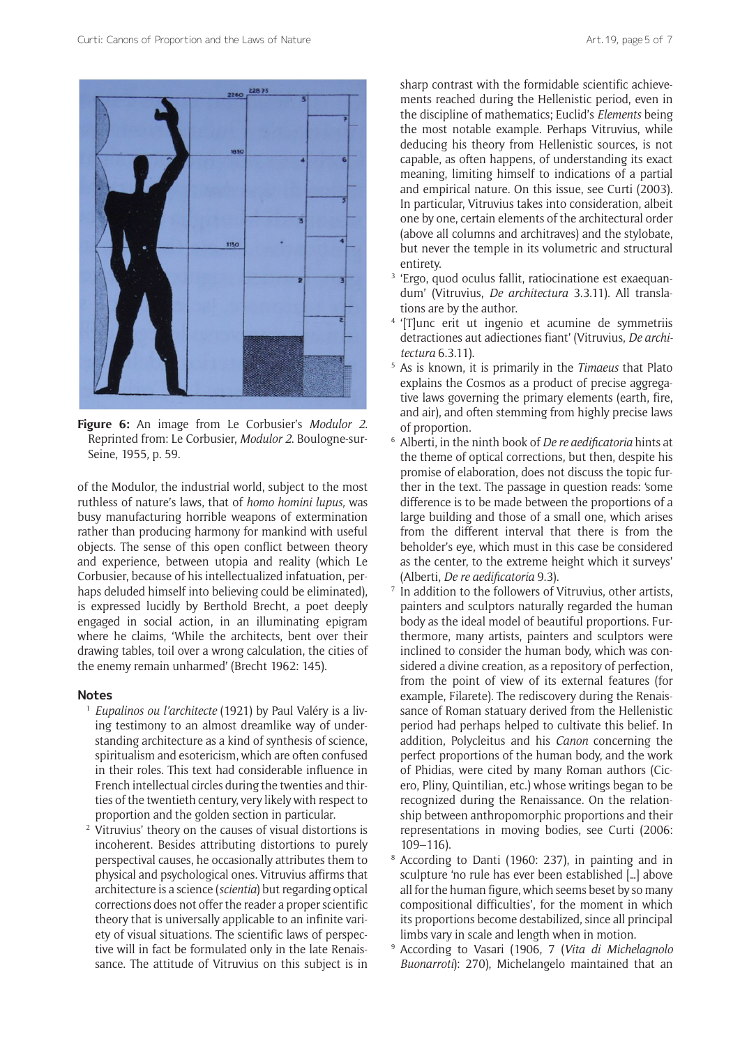**Figure 6:** An image from Le Corbusier's *Modulor 2*. Reprinted from: Le Corbusier, *Modulor 2*. Boulogne-sur-Seine, 1955, p. 59.

of the Modulor, the industrial world, subject to the most ruthless of nature's laws, that of *homo homini lupus,* was busy manufacturing horrible weapons of extermination rather than producing harmony for mankind with useful objects. The sense of this open conflict between theory and experience, between utopia and reality (which Le Corbusier, because of his intellectualized infatuation, perhaps deluded himself into believing could be eliminated), is expressed lucidly by Berthold Brecht, a poet deeply engaged in social action, in an illuminating epigram where he claims, 'While the architects, bent over their drawing tables, toil over a wrong calculation, the cities of the enemy remain unharmed' (Brecht 1962: 145).

## Notes

[1] *Eupalinos ou l'architecte* (1921) by Paul Valéry is a living testimony to an almost dreamlike way of understanding architecture as a kind of synthesis of science, spiritualism and esotericism, which are often confused in their roles. This text had considerable influence in French intellectual circles during the twenties and thirties of the twentieth century, very likely with respect to proportion and the golden section in particular.

[2] Vitruvius' theory on the causes of visual distortions is incoherent. Besides attributing distortions to purely perspectival causes, he occasionally attributes them to physical and psychological ones. Vitruvius affirms that architecture is a science (*scientia*) but regarding optical corrections does not offer the reader a proper scientific theory that is universally applicable to an infinite variety of visual situations. The scientific laws of perspective will in fact be formulated only in the late Renaissance. The attitude of Vitruvius on this subject is in sharp contrast with the formidable scientific achievements reached during the Hellenistic period, even in the discipline of mathematics; Euclid's *Elements* being the most notable example. Perhaps Vitruvius, while deducing his theory from Hellenistic sources, is not capable, as often happens, of understanding its exact meaning, limiting himself to indications of a partial and empirical nature. On this issue, see Curti (2003). In particular, Vitruvius takes into consideration, albeit one by one, certain elements of the architectural order (above all columns and architraves) and the stylobate, but never the temple in its volumetric and structural entirety.

[3] 'Ergo, quod oculus fallit, ratiocinatione est exaequandum' (Vitruvius, *De architectura* 3.3.11). All translations are by the author.

[4] '[T]unc erit ut ingenio et acumine de symmetriis detractiones aut adiectiones fiant' (Vitruvius, *De architectura* 6.3.11).

[5] As is known, it is primarily in the *Timaeus* that Plato explains the Cosmos as a product of precise aggregative laws governing the primary elements (earth, fire, and air), and often stemming from highly precise laws of proportion.

[6] Alberti, in the ninth book of *De re aedificatoria* hints at the theme of optical corrections, but then, despite his promise of elaboration, does not discuss the topic further in the text. The passage in question reads: 'some difference is to be made between the proportions of a large building and those of a small one, which arises from the different interval that there is from the beholder's eye, which must in this case be considered as the center, to the extreme height which it surveys' (Alberti, *De re aedificatoria* 9.3).

[7] In addition to the followers of Vitruvius, other artists, painters and sculptors naturally regarded the human body as the ideal model of beautiful proportions. Furthermore, many artists, painters and sculptors were inclined to consider the human body, which was considered a divine creation, as a repository of perfection, from the point of view of its external features (for example, Filarete). The rediscovery during the Renaissance of Roman statuary derived from the Hellenistic period had perhaps helped to cultivate this belief. In addition, Polycleitus and his *Canon* concerning the perfect proportions of the human body, and the work of Phidias, were cited by many Roman authors (Cicero, Pliny, Quintilian, etc.) whose writings began to be recognized during the Renaissance. On the relationship between anthropomorphic proportions and their representations in moving bodies, see Curti (2006: 109–116).

[8] According to Danti (1960: 237), in painting and in sculpture 'no rule has ever been established [...] above all for the human figure, which seems beset by so many compositional difficulties', for the moment in which its proportions become destabilized, since all principal limbs vary in scale and length when in motion.

[9] According to Vasari (1906, 7 (*Vita di Michelagnolo Buonarroti*): 270), Michelangelo maintained that an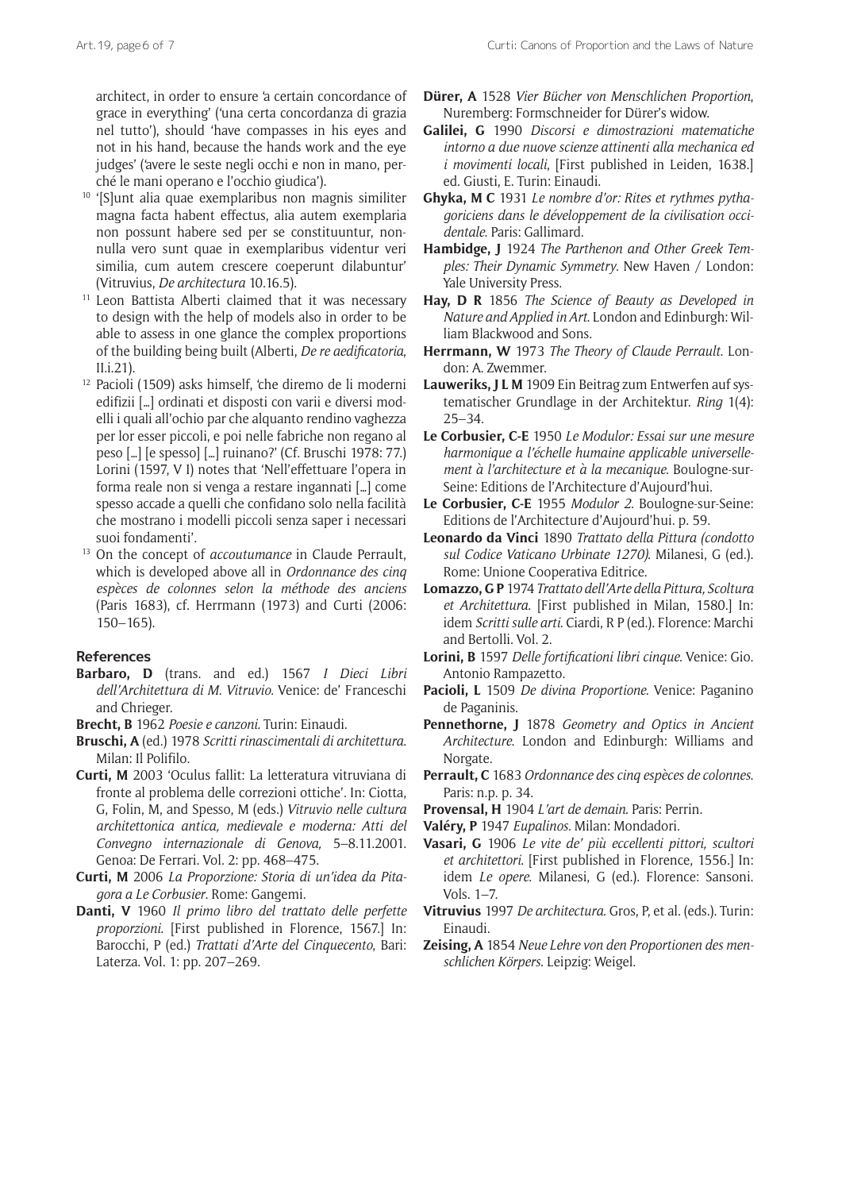architect, in order to ensure 'a certain concordance of grace in everything' ('una certa concordanza di grazia nel tutto'), should 'have compasses in his eyes and not in his hand, because the hands work and the eye judges' ('avere le seste negli occhi e non in mano, perché le mani operano e l'occhio giudica').

[10] '[S]unt alia quae exemplaribus non magnis similiter magna facta habent effectus, alia autem exemplaria non possunt habere sed per se constituuntur, nonnulla vero sunt quae in exemplaribus videntur veri similia, cum autem crescere coeperunt dilabuntur' (Vitruvius, *De architectura* 10.16.5).

[11] Leon Battista Alberti claimed that it was necessary to design with the help of models also in order to be able to assess in one glance the complex proportions of the building being built (Alberti, *De re aedificatoria*, II.i.21).

[12] Pacioli (1509) asks himself, 'che diremo de li moderni edifizii [...] ordinati et disposti con varii e diversi modelli i quali all'ochio par che alquanto rendino vaghezza per lor esser piccoli, e poi nelle fabriche non regano al peso [...] [e spesso] [...] ruinano?' (Cf. Bruschi 1978: 77.) Lorini (1597, V I) notes that 'Nell'effettuare l'opera in forma reale non si venga a restare ingannati [...] come spesso accade a quelli che confidano solo nella facilità che mostrano i modelli piccoli senza saper i necessari suoi fondamenti'.

[13] On the concept of *accoutumance* in Claude Perrault, which is developed above all in *Ordonnance des cinq espèces de colonnes selon la méthode des anciens* (Paris 1683), cf. Herrmann (1973) and Curti (2006: 150–165).

## References

**Barbaro, D** (trans. and ed.) 1567 *I Dieci Libri dell'Architettura di M. Vitruvio*. Venice: de' Franceschi and Chrieger.

**Brecht, B** 1962 *Poesie e canzoni*. Turin: Einaudi.

**Bruschi, A** (ed.) 1978 *Scritti rinascimentali di architettura*. Milan: Il Polifilo.

**Curti, M** 2003 'Oculus fallit: La letteratura vitruviana di fronte al problema delle correzioni ottiche'. In: Ciotta, G, Folin, M, and Spesso, M (eds.) *Vitruvio nelle cultura architettonica antica, medievale e moderna: Atti del Convegno internazionale di Genova,* 5–8.11.2001. Genoa: De Ferrari. Vol. 2: pp. 468–475.

**Curti, M** 2006 *La Proporzione: Storia di un'idea da Pitagora a Le Corbusier*. Rome: Gangemi.

**Danti, V** 1960 *Il primo libro del trattato delle perfette proporzioni*. [First published in Florence, 1567.] In: Barocchi, P (ed.) *Trattati d'Arte del Cinquecento*, Bari: Laterza. Vol. 1: pp. 207–269.

**Dürer, A** 1528 *Vier Bücher von Menschlichen Proportion*, Nuremberg: Formschneider for Dürer's widow.

**Galilei, G** 1990 *Discorsi e dimostrazioni matematiche intorno a due nuove scienze attinenti alla mechanica ed i movimenti locali*, [First published in Leiden, 1638.] ed. Giusti, E. Turin: Einaudi.

**Ghyka, M C** 1931 *Le nombre d'or: Rites et rythmes pythagoriciens dans le développement de la civilisation occidentale*. Paris: Gallimard.

**Hambidge, J** 1924 *The Parthenon and Other Greek Temples: Their Dynamic Symmetry*. New Haven / London: Yale University Press.

**Hay, D R** 1856 *The Science of Beauty as Developed in Nature and Applied in Art*. London and Edinburgh: William Blackwood and Sons.

**Herrmann, W** 1973 *The Theory of Claude Perrault*. London: A. Zwemmer.

**Lauweriks, J L M** 1909 Ein Beitrag zum Entwerfen auf systematischer Grundlage in der Architektur. *Ring* 1(4): 25–34.

**Le Corbusier, C-E** 1950 *Le Modulor: Essai sur une mesure harmonique a l'échelle humaine applicable universellement à l'architecture et à la mecanique*. Boulogne-sur-Seine: Editions de l'Architecture d'Aujourd'hui.

**Le Corbusier, C-E** 1955 *Modulor 2*. Boulogne-sur-Seine: Editions de l'Architecture d'Aujourd'hui. p. 59.

**Leonardo da Vinci** 1890 *Trattato della Pittura (condotto sul Codice Vaticano Urbinate 1270)*. Milanesi, G (ed.). Rome: Unione Cooperativa Editrice.

**Lomazzo, G P** 1974 *Trattato dell'Arte della Pittura, Scoltura et Architettura*. [First published in Milan, 1580.] In: idem *Scritti sulle arti*. Ciardi, R P (ed.). Florence: Marchi and Bertolli. Vol. 2.

**Lorini, B** 1597 *Delle fortificationi libri cinque*. Venice: Gio. Antonio Rampazetto.

**Pacioli, L** 1509 *De divina Proportione*. Venice: Paganino de Paganinis.

**Pennethorne, J** 1878 *Geometry and Optics in Ancient Architecture*. London and Edinburgh: Williams and Norgate.

**Perrault, C** 1683 *Ordonnance des cinq espèces de colonnes*. Paris: n.p. p. 34.

**Provensal, H** 1904 *L'art de demain*. Paris: Perrin.

**Valéry, P** 1947 *Eupalinos*. Milan: Mondadori.

**Vasari, G** 1906 *Le vite de' più eccellenti pittori, scultori et architettori*. [First published in Florence, 1556.] In: idem *Le opere*. Milanesi, G (ed.). Florence: Sansoni. Vols. 1–7.

**Vitruvius** 1997 *De architectura*. Gros, P, et al. (eds.). Turin: Einaudi.

**Zeising, A** 1854 *Neue Lehre von den Proportionen des menschlichen Körpers*. Leipzig: Weigel.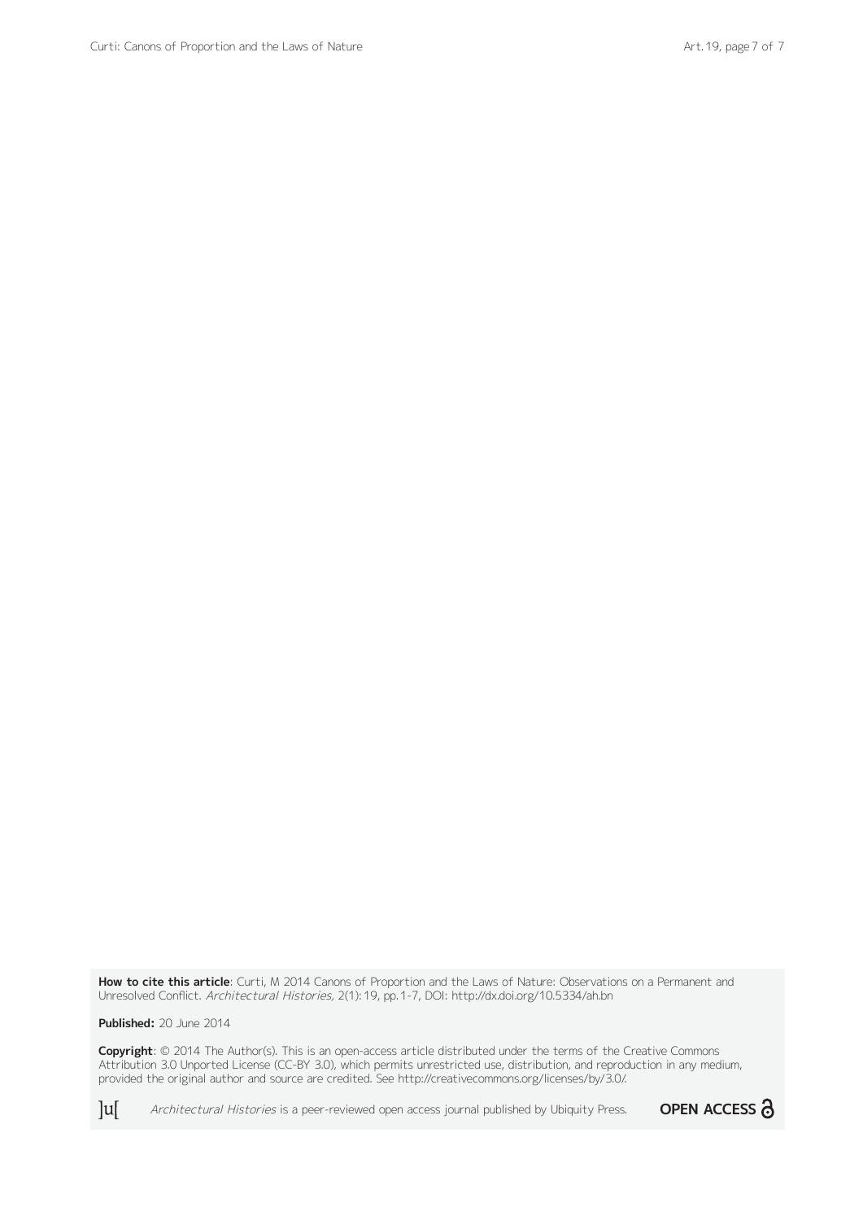**How to cite this article**: Curti, M 2014 Canons of Proportion and the Laws of Nature: Observations on a Permanent and Unresolved Conflict. *Architectural Histories,* 2(1): 19, pp. 1-7, DOI: http://dx.doi.org/10.5334/ah.bn

**Published:** 20 June 2014

**Copyright**: © 2014 The Author(s). This is an open-access article distributed under the terms of the Creative Commons Attribution 3.0 Unported License (CC-BY 3.0), which permits unrestricted use, distribution, and reproduction in any medium, provided the original author and source are credited. See http://creativecommons.org/licenses/by/3.0/.

]u[ *Architectural Histories* is a peer-reviewed open access journal published by Ubiquity Press. **OPEN ACCESS**